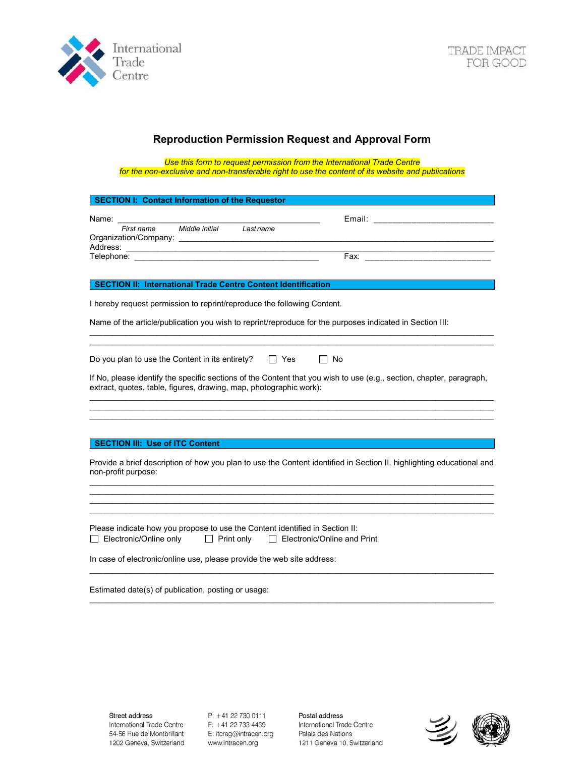International Trade Centre

TRADE IMPACT FOR GOOD

# Reproduction Permission Request and Approval Form

*Use this form to request permission from the International Trade Centre for the non-exclusive and non-transferable right to use the content of its website and publications*

## SECTION I: Contact Information of the Requestor

Name: ___________________________________________ Email: ___________________________

*First name Middle initial Last name*

Organization/Company: ___________________________________________________________________

Address: _________________________________________________________________________

Telephone: ______________________________________ Fax: ___________________________

## SECTION II: International Trade Centre Content Identification

I hereby request permission to reprint/reproduce the following Content.

Name of the article/publication you wish to reprint/reproduce for the purposes indicated in Section III:

_________________________________________________________________________________

_________________________________________________________________________________

Do you plan to use the Content in its entirety? ☐ Yes ☐ No

If No, please identify the specific sections of the Content that you wish to use (e.g., section, chapter, paragraph, extract, quotes, table, figures, drawing, map, photographic work):

_________________________________________________________________________________

_________________________________________________________________________________

_________________________________________________________________________________

## SECTION III: Use of ITC Content

Provide a brief description of how you plan to use the Content identified in Section II, highlighting educational and non-profit purpose:

_________________________________________________________________________________

_________________________________________________________________________________

_________________________________________________________________________________

_________________________________________________________________________________

Please indicate how you propose to use the Content identified in Section II:

☐ Electronic/Online only ☐ Print only ☐ Electronic/Online and Print

In case of electronic/online use, please provide the web site address:

_________________________________________________________________________________

Estimated date(s) of publication, posting or usage:

_________________________________________________________________________________

Street address
International Trade Centre
54-56 Rue de Montbrillant
1202 Geneva, Switzerland

P: +41 22 730 0111
F: +41 22 733 4439
E: itcreg@intracen.org
www.intracen.org

Postal address
International Trade Centre
Palais des Nations
1211 Geneva 10, Switzerland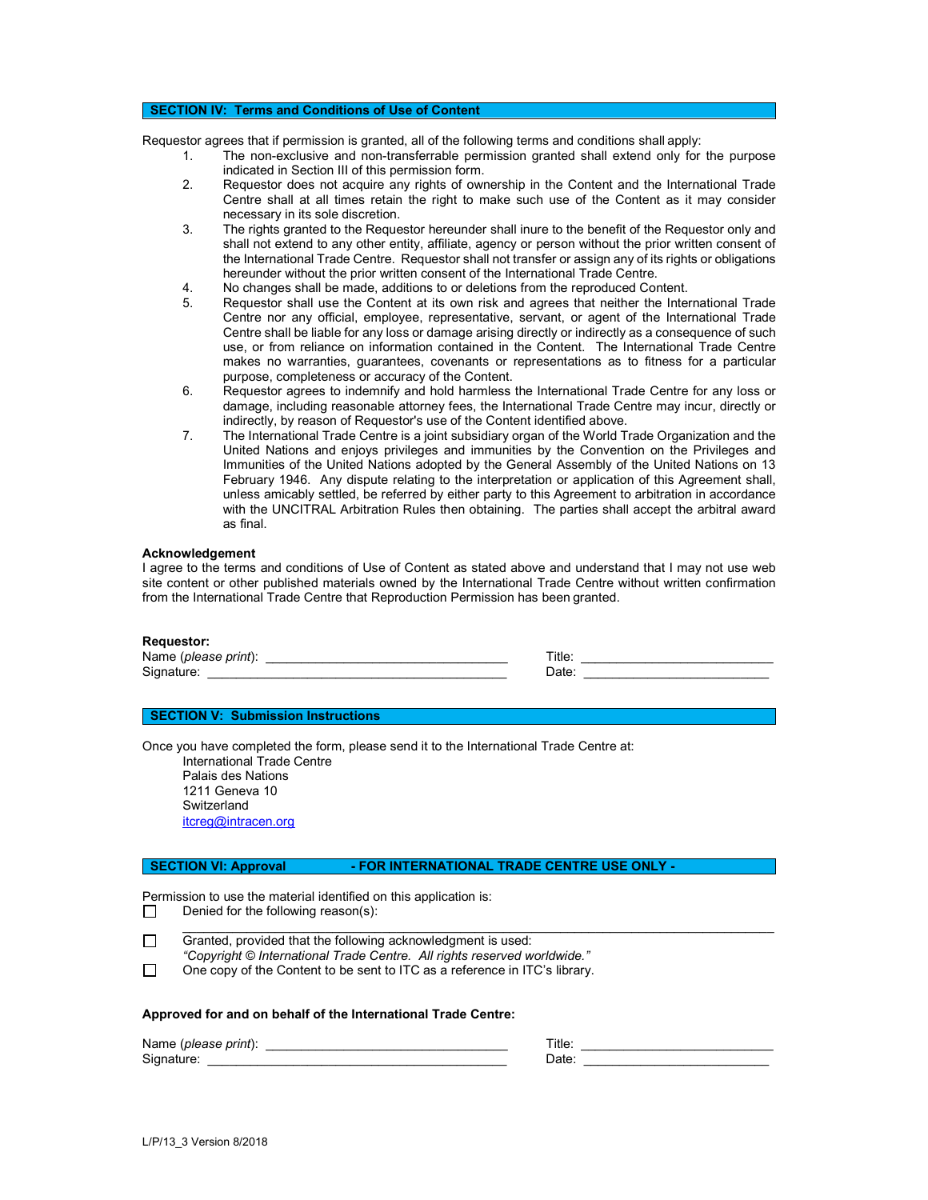## SECTION IV: Terms and Conditions of Use of Content

Requestor agrees that if permission is granted, all of the following terms and conditions shall apply:

1. The non-exclusive and non-transferrable permission granted shall extend only for the purpose indicated in Section III of this permission form.
2. Requestor does not acquire any rights of ownership in the Content and the International Trade Centre shall at all times retain the right to make such use of the Content as it may consider necessary in its sole discretion.
3. The rights granted to the Requestor hereunder shall inure to the benefit of the Requestor only and shall not extend to any other entity, affiliate, agency or person without the prior written consent of the International Trade Centre. Requestor shall not transfer or assign any of its rights or obligations hereunder without the prior written consent of the International Trade Centre.
4. No changes shall be made, additions to or deletions from the reproduced Content.
5. Requestor shall use the Content at its own risk and agrees that neither the International Trade Centre nor any official, employee, representative, servant, or agent of the International Trade Centre shall be liable for any loss or damage arising directly or indirectly as a consequence of such use, or from reliance on information contained in the Content. The International Trade Centre makes no warranties, guarantees, covenants or representations as to fitness for a particular purpose, completeness or accuracy of the Content.
6. Requestor agrees to indemnify and hold harmless the International Trade Centre for any loss or damage, including reasonable attorney fees, the International Trade Centre may incur, directly or indirectly, by reason of Requestor's use of the Content identified above.
7. The International Trade Centre is a joint subsidiary organ of the World Trade Organization and the United Nations and enjoys privileges and immunities by the Convention on the Privileges and Immunities of the United Nations adopted by the General Assembly of the United Nations on 13 February 1946. Any dispute relating to the interpretation or application of this Agreement shall, unless amicably settled, be referred by either party to this Agreement to arbitration in accordance with the UNCITRAL Arbitration Rules then obtaining. The parties shall accept the arbitral award as final.

**Acknowledgement**

I agree to the terms and conditions of Use of Content as stated above and understand that I may not use web site content or other published materials owned by the International Trade Centre without written confirmation from the International Trade Centre that Reproduction Permission has been granted.

**Requestor:**

Name (*please print*): __________________________________ Title: ___________________________

Signature: __________________________________________ Date: ___________________________

## SECTION V: Submission Instructions

Once you have completed the form, please send it to the International Trade Centre at:

International Trade Centre
Palais des Nations
1211 Geneva 10
Switzerland
itcreg@intracen.org

## SECTION VI: Approval - FOR INTERNATIONAL TRADE CENTRE USE ONLY -

Permission to use the material identified on this application is:

☐ Denied for the following reason(s):

_______________________________________________________________________________

☐ Granted, provided that the following acknowledgment is used:
*"Copyright © International Trade Centre. All rights reserved worldwide."*

☐ One copy of the Content to be sent to ITC as a reference in ITC's library.

**Approved for and on behalf of the International Trade Centre:**

Name (*please print*): __________________________________ Title: ___________________________

Signature: __________________________________________ Date: ___________________________

L/P/13_3 Version 8/2018